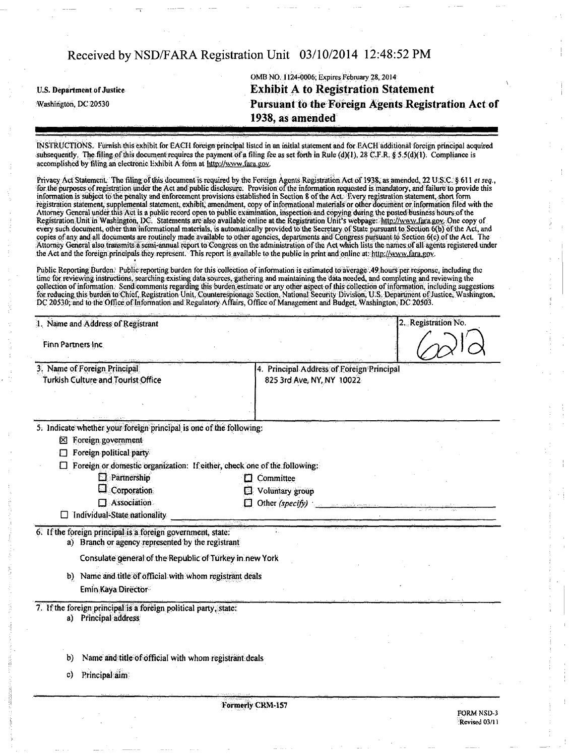Received by NSD/FARA Registration Unit 03/10/2014 12:48:52 PM

U.S. Department of Justice
Washington, DC 20530

OMB NO. 1124-0006; Expires February 28, 2014

# Exhibit A to Registration Statement Pursuant to the Foreign Agents Registration Act of 1938, as amended

INSTRUCTIONS. Furnish this exhibit for EACH foreign principal listed in an initial statement and for EACH additional foreign principal acquired subsequently. The filing of this document requires the payment of a filing fee as set forth in Rule (d)(1), 28 C.F.R. § 5.5(d)(1). Compliance is accomplished by filing an electronic Exhibit A form at http://www.fara.gov.

Privacy Act Statement. The filing of this document is required by the Foreign Agents Registration Act of 1938, as amended, 22 U.S.C. § 611 *et seq.*, for the purposes of registration under the Act and public disclosure. Provision of the information requested is mandatory, and failure to provide this information is subject to the penalty and enforcement provisions established in Section 8 of the Act. Every registration statement, short form registration statement, supplemental statement, exhibit, amendment, copy of informational materials or other document or information filed with the Attorney General under this Act is a public record open to public examination, inspection and copying during the posted business hours of the Registration Unit in Washington, DC. Statements are also available online at the Registration Unit's webpage: http://www.fara.gov. One copy of every such document, other than informational materials, is automatically provided to the Secretary of State pursuant to Section 6(b) of the Act, and copies of any and all documents are routinely made available to other agencies, departments and Congress pursuant to Section 6(c) of the Act. The Attorney General also transmits a semi-annual report to Congress on the administration of the Act which lists the names of all agents registered under the Act and the foreign principals they represent. This report is available to the public in print and online at: http://www.fara.gov.

Public Reporting Burden. Public reporting burden for this collection of information is estimated to average .49 hours per response, including the time for reviewing instructions, searching existing data sources, gathering and maintaining the data needed, and completing and reviewing the collection of information. Send comments regarding this burden estimate or any other aspect of this collection of information, including suggestions for reducing this burden to Chief, Registration Unit, Counterespionage Section, National Security Division, U.S. Department of Justice, Washington, DC 20530; and to the Office of Information and Regulatory Affairs, Office of Management and Budget, Washington, DC 20503.

| 1. Name and Address of Registrant | 2. Registration No. |
|---|---|
| Finn Partners Inc | 6212 |

| 3. Name of Foreign Principal | 4. Principal Address of Foreign Principal |
|---|---|
| Turkish Culture and Tourist Office | 825 3rd Ave, NY, NY 10022 |

5. Indicate whether your foreign principal is one of the following:

- ☒ Foreign government
- ☐ Foreign political party
- ☐ Foreign or domestic organization: If either, check one of the following:
  - ☐ Partnership
  - ☐ Corporation
  - ☐ Association
  - ☐ Committee
  - ☐ Voluntary group
  - ☐ Other *(specify)* ______
- ☐ Individual-State nationality ______

6. If the foreign principal is a foreign government, state:

a) Branch or agency represented by the registrant

Consulate general of the Republic of Turkey in new York

b) Name and title of official with whom registrant deals

Emin Kaya Director

7. If the foreign principal is a foreign political party, state:

a) Principal address

b) Name and title of official with whom registrant deals

c) Principal aim

Formerly CRM-157

FORM NSD-3
Revised 03/11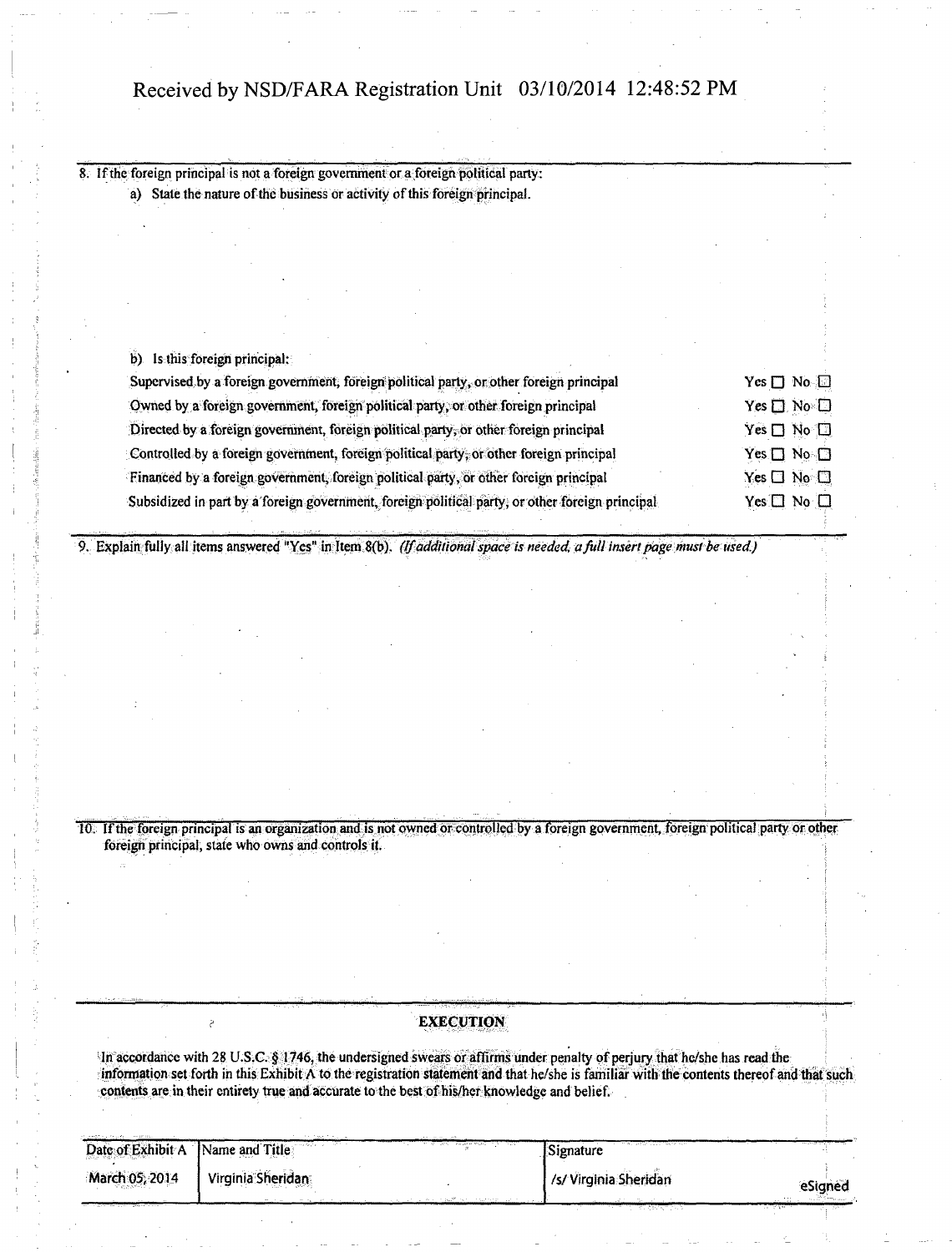Received by NSD/FARA Registration Unit 03/10/2014 12:48:52 PM

8. If the foreign principal is not a foreign government or a foreign political party:

   a) State the nature of the business or activity of this foreign principal.

   b) Is this foreign principal:

| | |
|---|---|
| Supervised by a foreign government, foreign political party, or other foreign principal | Yes ☐ No ☐ |
| Owned by a foreign government, foreign political party, or other foreign principal | Yes ☐ No ☐ |
| Directed by a foreign government, foreign political party, or other foreign principal | Yes ☐ No ☐ |
| Controlled by a foreign government, foreign political party, or other foreign principal | Yes ☐ No ☐ |
| Financed by a foreign government, foreign political party, or other foreign principal | Yes ☐ No ☐ |
| Subsidized in part by a foreign government, foreign political party, or other foreign principal | Yes ☐ No ☐ |

9. Explain fully all items answered "Yes" in Item 8(b). *(If additional space is needed, a full insert page must be used.)*

10. If the foreign principal is an organization and is not owned or controlled by a foreign government, foreign political party or other foreign principal, state who owns and controls it.

## EXECUTION

In accordance with 28 U.S.C. § 1746, the undersigned swears or affirms under penalty of perjury that he/she has read the information set forth in this Exhibit A to the registration statement and that he/she is familiar with the contents thereof and that such contents are in their entirety true and accurate to the best of his/her knowledge and belief.

| Date of Exhibit A | Name and Title | Signature |
|---|---|---|
| March 05, 2014 | Virginia Sheridan | /s/ Virginia Sheridan eSigned |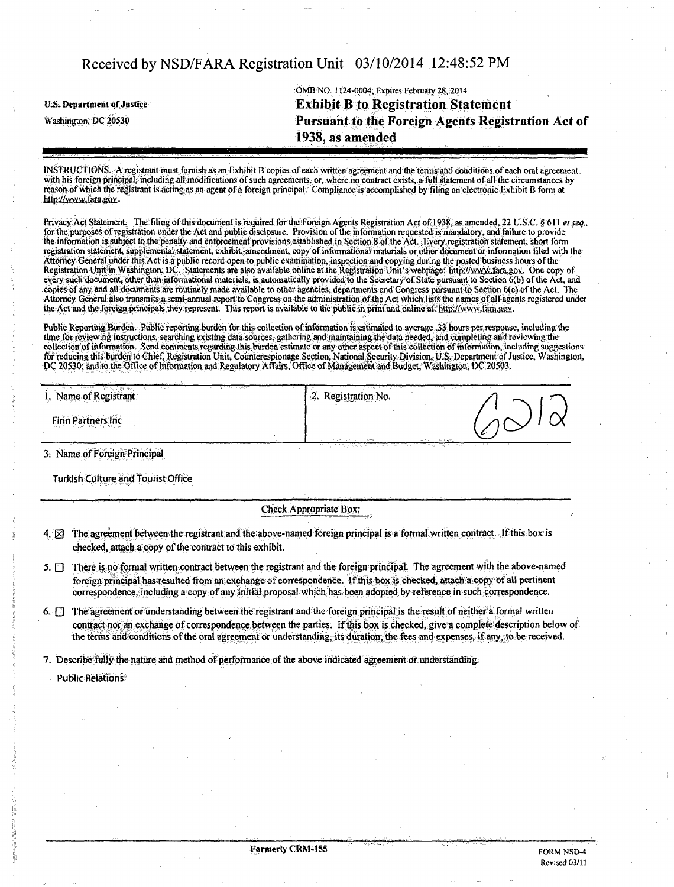Received by NSD/FARA Registration Unit 03/10/2014 12:48:52 PM

U.S. Department of Justice

Washington, DC 20530

OMB NO. 1124-0004; Expires February 28, 2014

# Exhibit B to Registration Statement Pursuant to the Foreign Agents Registration Act of 1938, as amended

INSTRUCTIONS. A registrant must furnish as an Exhibit B copies of each written agreement and the terms and conditions of each oral agreement with his foreign principal, including all modifications of such agreements, or, where no contract exists, a full statement of all the circumstances by reason of which the registrant is acting as an agent of a foreign principal. Compliance is accomplished by filing an electronic Exhibit B form at http://www.fara.gov.

Privacy Act Statement. The filing of this document is required for the Foreign Agents Registration Act of 1938, as amended, 22 U.S.C. § 611 *et seq.*, for the purposes of registration under the Act and public disclosure. Provision of the information requested is mandatory, and failure to provide the information is subject to the penalty and enforcement provisions established in Section 8 of the Act. Every registration statement, short form registration statement, supplemental statement, exhibit, amendment, copy of informational materials or other document or information filed with the Attorney General under this Act is a public record open to public examination, inspection and copying during the posted business hours of the Registration Unit in Washington, DC. Statements are also available online at the Registration Unit's webpage: http://www.fara.gov. One copy of every such document, other than informational materials, is automatically provided to the Secretary of State pursuant to Section 6(b) of the Act, and copies of any and all documents are routinely made available to other agencies, departments and Congress pursuant to Section 6(c) of the Act. The Attorney General also transmits a semi-annual report to Congress on the administration of the Act which lists the names of all agents registered under the Act and the foreign principals they represent. This report is available to the public in print and online at: http://www.fara.gov.

Public Reporting Burden. Public reporting burden for this collection of information is estimated to average .33 hours per response, including the time for reviewing instructions, searching existing data sources, gathering and maintaining the data needed, and completing and reviewing the collection of information. Send comments regarding this burden estimate or any other aspect of this collection of information, including suggestions for reducing this burden to Chief, Registration Unit, Counterespionage Section, National Security Division, U.S. Department of Justice, Washington, DC 20530; and to the Office of Information and Regulatory Affairs, Office of Management and Budget, Washington, DC 20503.

| 1. Name of Registrant | 2. Registration No. |
|---|---|
| Finn Partners Inc | 6212 |

3. Name of Foreign Principal

Turkish Culture and Tourist Office

Check Appropriate Box:

4. ☒ The agreement between the registrant and the above-named foreign principal is a formal written contract. If this box is checked, attach a copy of the contract to this exhibit.

5. ☐ There is no formal written contract between the registrant and the foreign principal. The agreement with the above-named foreign principal has resulted from an exchange of correspondence. If this box is checked, attach a copy of all pertinent correspondence, including a copy of any initial proposal which has been adopted by reference in such correspondence.

6. ☐ The agreement or understanding between the registrant and the foreign principal is the result of neither a formal written contract nor an exchange of correspondence between the parties. If this box is checked, give a complete description below of the terms and conditions of the oral agreement or understanding, its duration, the fees and expenses, if any, to be received.

7. Describe fully the nature and method of performance of the above indicated agreement or understanding.

Public Relations

Formerly CRM-155

FORM NSD-4
Revised 03/11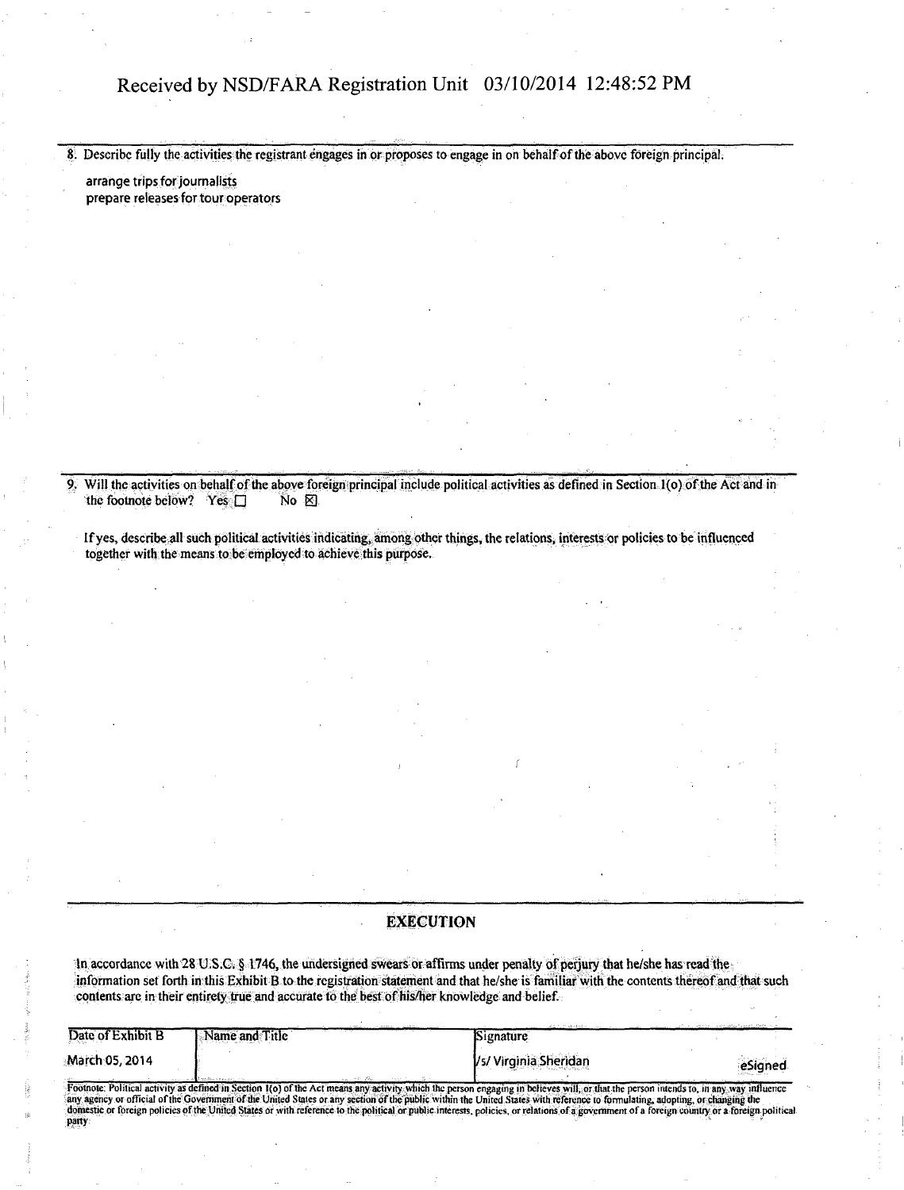Received by NSD/FARA Registration Unit 03/10/2014 12:48:52 PM

8. Describe fully the activities the registrant engages in or proposes to engage in on behalf of the above foreign principal.

arrange trips for journalists
prepare releases for tour operators

9. Will the activities on behalf of the above foreign principal include political activities as defined in Section 1(o) of the Act and in the footnote below? Yes ☐ No ☒

If yes, describe all such political activities indicating, among other things, the relations, interests or policies to be influenced together with the means to be employed to achieve this purpose.

## EXECUTION

In accordance with 28 U.S.C. § 1746, the undersigned swears or affirms under penalty of perjury that he/she has read the information set forth in this Exhibit B to the registration statement and that he/she is familiar with the contents thereof and that such contents are in their entirety true and accurate to the best of his/her knowledge and belief.

| Date of Exhibit B | Name and Title | Signature |
|---|---|---|
| March 05, 2014 | | /s/ Virginia Sheridan eSigned |

Footnote: Political activity as defined in Section 1(o) of the Act means any activity which the person engaging in believes will, or that the person intends to, in any way influence any agency or official of the Government of the United States or any section of the public within the United States with reference to formulating, adopting, or changing the domestic or foreign policies of the United States or with reference to the political or public interests, policies, or relations of a government of a foreign country or a foreign political party.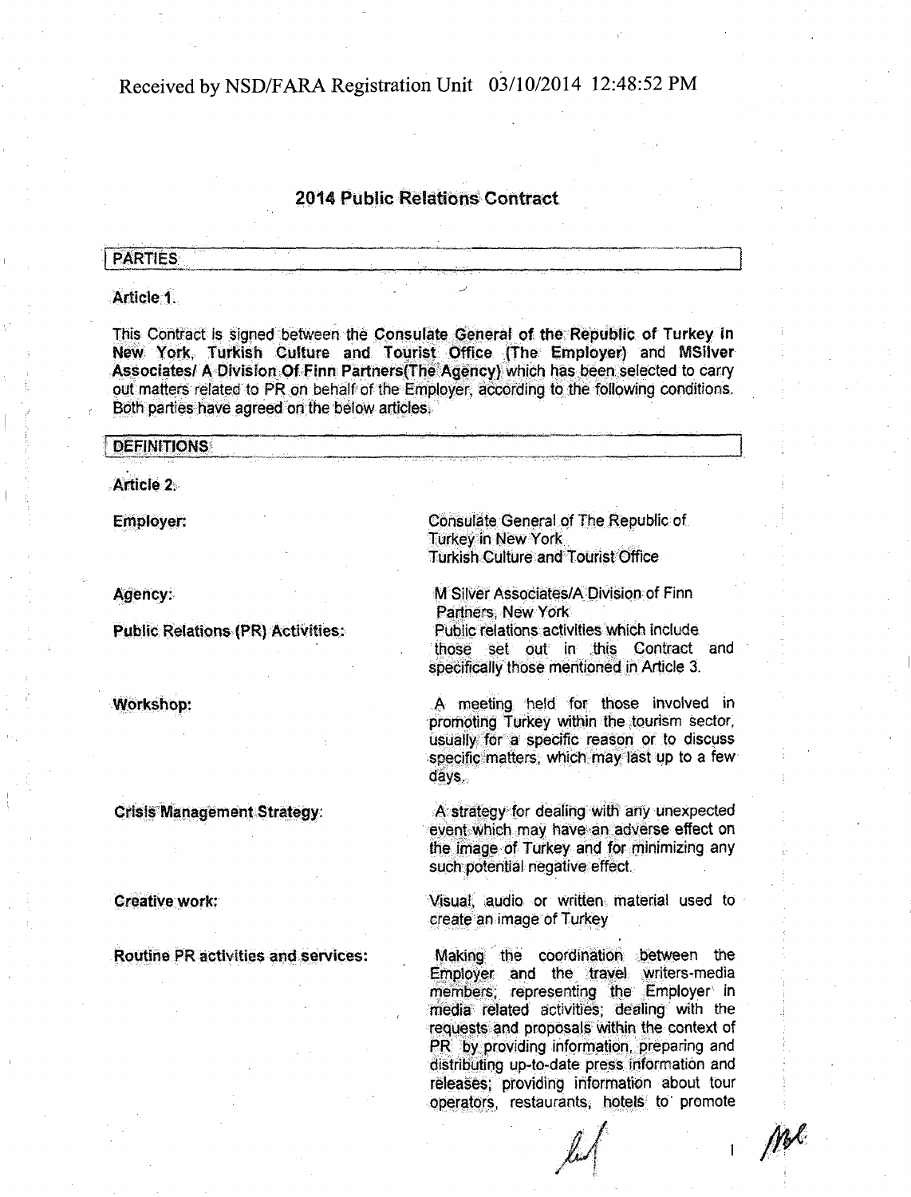Received by NSD/FARA Registration Unit 03/10/2014 12:48:52 PM

## 2014 Public Relations Contract

### PARTIES

**Article 1.**

This Contract is signed between the **Consulate General of the Republic of Turkey in New York, Turkish Culture and Tourist Office (The Employer)** and **MSilver Associates/ A Division Of Finn Partners(The Agency)** which has been selected to carry out matters related to PR on behalf of the Employer, according to the following conditions. Both parties have agreed on the below articles.

### DEFINITIONS

**Article 2.**

| | |
|---|---|
| **Employer:** | Consulate General of The Republic of Turkey in New York Turkish Culture and Tourist Office |
| **Agency:** | M Silver Associates/A Division of Finn Partners, New York |
| **Public Relations (PR) Activities:** | Public relations activities which include those set out in this Contract and specifically those mentioned in Article 3. |
| **Workshop:** | A meeting held for those involved in promoting Turkey within the tourism sector, usually for a specific reason or to discuss specific matters, which may last up to a few days. |
| **Crisis Management Strategy:** | A strategy for dealing with any unexpected event which may have an adverse effect on the image of Turkey and for minimizing any such potential negative effect. |
| **Creative work:** | Visual, audio or written material used to create an image of Turkey |
| **Routine PR activities and services:** | Making the coordination between the Employer and the travel writers-media members; representing the Employer in media related activities; dealing with the requests and proposals within the context of PR by providing information, preparing and distributing up-to-date press information and releases; providing information about tour operators, restaurants, hotels to promote |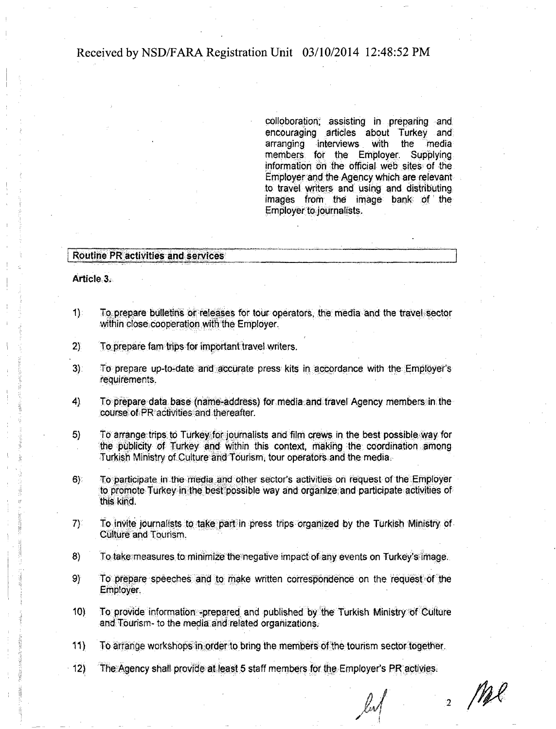colloboration; assisting in preparing and encouraging articles about Turkey and arranging interviews with the media members for the Employer. Supplying information on the official web sites of the Employer and the Agency which are relevant to travel writers and using and distributing images from the image bank of the Employer to journalists.

**Routine PR activities and services**

**Article 3.**

1) To prepare bulletins or releases for tour operators, the media and the travel sector within close cooperation with the Employer.

2) To prepare fam trips for important travel writers.

3) To prepare up-to-date and accurate press kits in accordance with the Employer's requirements.

4) To prepare data base (name-address) for media and travel Agency members in the course of PR activities and thereafter.

5) To arrange trips to Turkey for journalists and film crews in the best possible way for the publicity of Turkey and within this context, making the coordination among Turkish Ministry of Culture and Tourism, tour operators and the media.

6) To participate in the media and other sector's activities on request of the Employer to promote Turkey in the best possible way and organize and participate activities of this kind.

7) To invite journalists to take part in press trips organized by the Turkish Ministry of Culture and Tourism.

8) To take measures to minimize the negative impact of any events on Turkey's image.

9) To prepare speeches and to make written correspondence on the request of the Employer.

10) To provide information -prepared and published by the Turkish Ministry of Culture and Tourism- to the media and related organizations.

11) To arrange workshops in order to bring the members of the tourism sector together.

12) The Agency shall provide at least 5 staff members for the Employer's PR activies.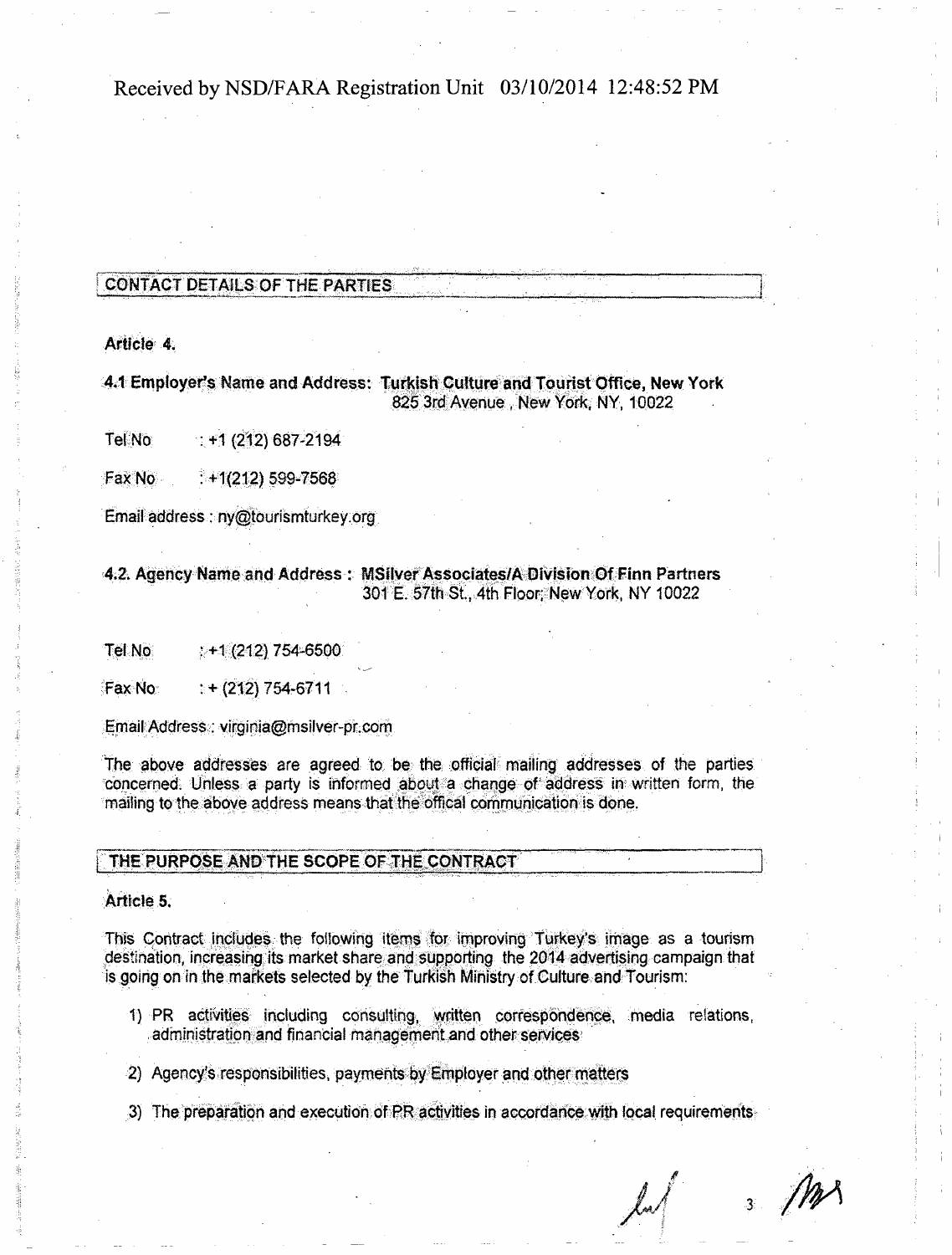Received by NSD/FARA Registration Unit 03/10/2014 12:48:52 PM

## CONTACT DETAILS OF THE PARTIES

**Article 4.**

**4.1 Employer's Name and Address: Turkish Culture and Tourist Office, New York**
825 3rd Avenue , New York, NY, 10022

Tel No : +1 (212) 687-2194

Fax No : +1(212) 599-7568

Email address : ny@tourismturkey.org

**4.2. Agency Name and Address : MSilver Associates/A Division Of Finn Partners**
301 E. 57th St., 4th Floor, New York, NY 10022

Tel No : +1 (212) 754-6500

Fax No : + (212) 754-6711

Email Address : virginia@msilver-pr.com

The above addresses are agreed to be the official mailing addresses of the parties concerned. Unless a party is informed about a change of address in written form, the mailing to the above address means that the offical communication is done.

## THE PURPOSE AND THE SCOPE OF THE CONTRACT

**Article 5.**

This Contract includes the following items for improving Turkey's image as a tourism destination, increasing its market share and supporting the 2014 advertising campaign that is going on in the markets selected by the Turkish Ministry of Culture and Tourism:

1) PR activities including consulting, written correspondence, media relations, administration and financial management and other services

2) Agency's responsibilities, payments by Employer and other matters

3) The preparation and execution of PR activities in accordance with local requirements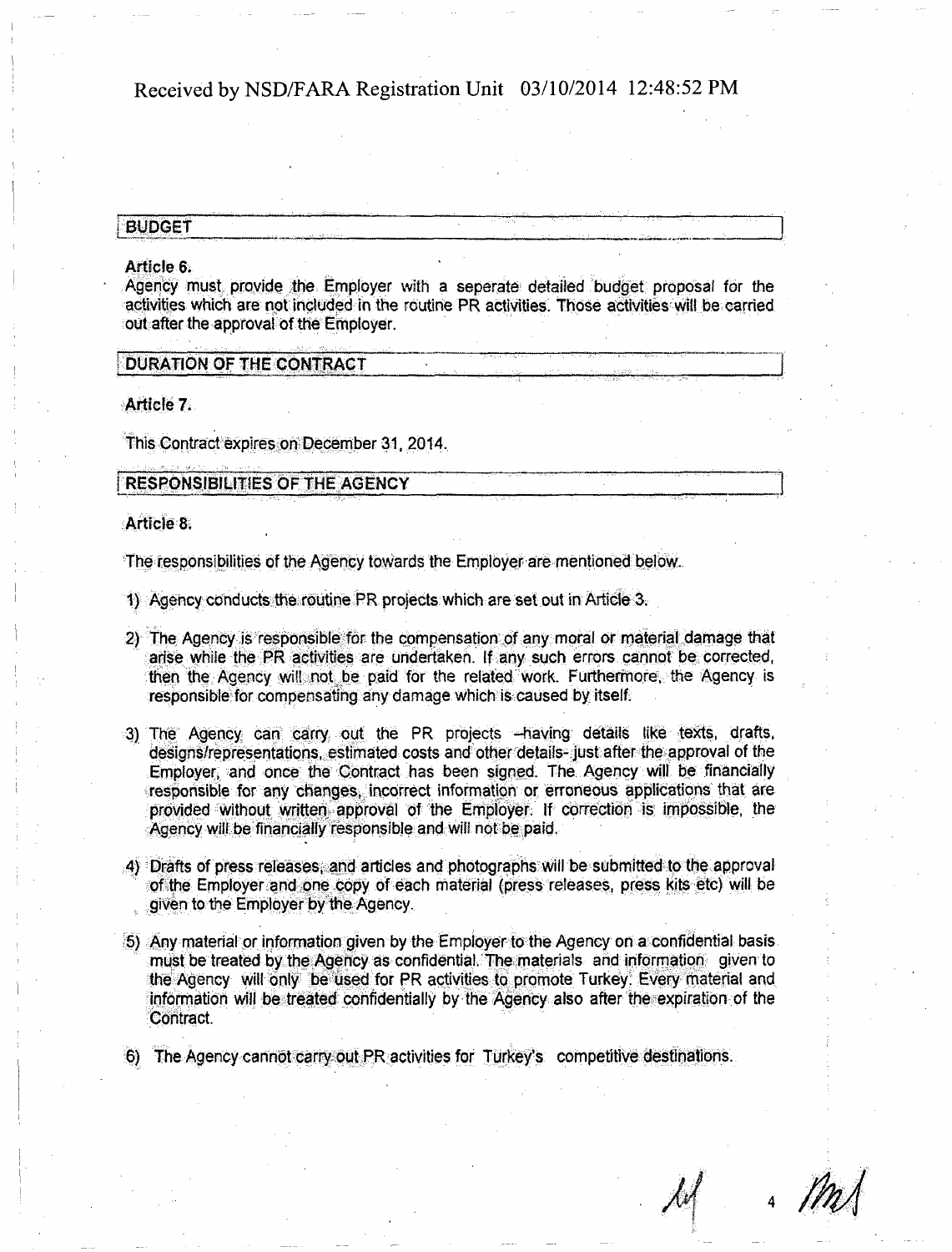Received by NSD/FARA Registration Unit 03/10/2014 12:48:52 PM

## BUDGET

**Article 6.**

Agency must provide the Employer with a seperate detailed budget proposal for the activities which are not included in the routine PR activities. Those activities will be carried out after the approval of the Employer.

## DURATION OF THE CONTRACT

**Article 7.**

This Contract expires on December 31, 2014.

## RESPONSIBILITIES OF THE AGENCY

**Article 8.**

The responsibilities of the Agency towards the Employer are mentioned below.

1) Agency conducts the routine PR projects which are set out in Article 3.

2) The Agency is responsible for the compensation of any moral or material damage that arise while the PR activities are undertaken. If any such errors cannot be corrected, then the Agency will not be paid for the related work. Furthermore, the Agency is responsible for compensating any damage which is caused by itself.

3) The Agency can carry out the PR projects –having details like texts, drafts, designs/representations, estimated costs and other details- just after the approval of the Employer, and once the Contract has been signed. The Agency will be financially responsible for any changes, incorrect information or erroneous applications that are provided without written approval of the Employer. If correction is impossible, the Agency will be financially responsible and will not be paid.

4) Drafts of press releases, and articles and photographs will be submitted to the approval of the Employer and one copy of each material (press releases, press kits etc) will be given to the Employer by the Agency.

5) Any material or information given by the Employer to the Agency on a confidential basis must be treated by the Agency as confidential. The materials and information given to the Agency will only be used for PR activities to promote Turkey. Every material and information will be treated confidentially by the Agency also after the expiration of the Contract.

6) The Agency cannot carry out PR activities for Turkey's competitive destinations.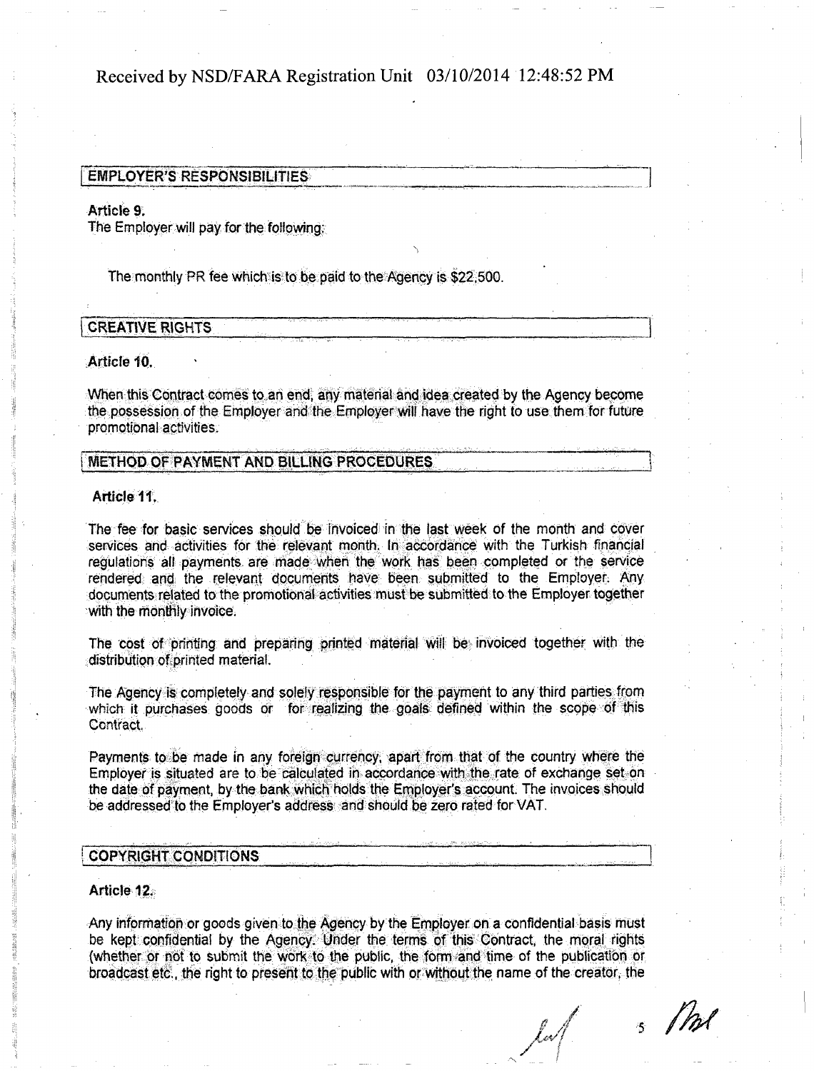## EMPLOYER'S RESPONSIBILITIES

**Article 9.**
The Employer will pay for the following:

The monthly PR fee which is to be paid to the Agency is $22,500.

## CREATIVE RIGHTS

**Article 10.**

When this Contract comes to an end, any material and idea created by the Agency become the possession of the Employer and the Employer will have the right to use them for future promotional activities.

## METHOD OF PAYMENT AND BILLING PROCEDURES

**Article 11.**

The fee for basic services should be invoiced in the last week of the month and cover services and activities for the relevant month. In accordance with the Turkish financial regulations all payments are made when the work has been completed or the service rendered and the relevant documents have been submitted to the Employer. Any documents related to the promotional activities must be submitted to the Employer together with the monthly invoice.

The cost of printing and preparing printed material will be invoiced together with the distribution of printed material.

The Agency is completely and solely responsible for the payment to any third parties from which it purchases goods or for realizing the goals defined within the scope of this Contract.

Payments to be made in any foreign currency, apart from that of the country where the Employer is situated are to be calculated in accordance with the rate of exchange set on the date of payment, by the bank which holds the Employer's account. The invoices should be addressed to the Employer's address and should be zero rated for VAT.

## COPYRIGHT CONDITIONS

**Article 12.**

Any information or goods given to the Agency by the Employer on a confidential basis must be kept confidential by the Agency. Under the terms of this Contract, the moral rights (whether or not to submit the work to the public, the form and time of the publication or broadcast etc., the right to present to the public with or without the name of the creator, the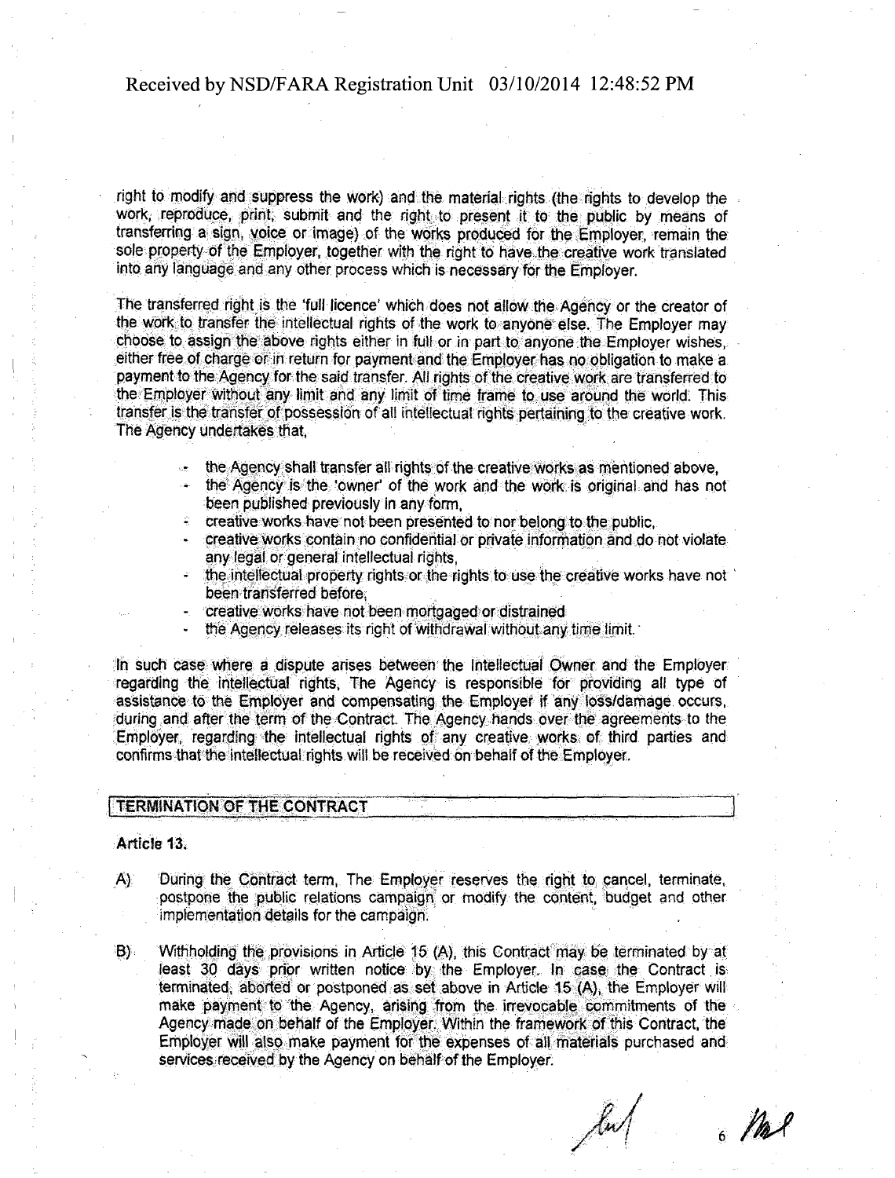right to modify and suppress the work) and the material rights (the rights to develop the work, reproduce, print, submit and the right to present it to the public by means of transferring a sign, voice or image) of the works produced for the Employer, remain the sole property of the Employer, together with the right to have the creative work translated into any language and any other process which is necessary for the Employer.

The transferred right is the 'full licence' which does not allow the Agency or the creator of the work to transfer the intellectual rights of the work to anyone else. The Employer may choose to assign the above rights either in full or in part to anyone the Employer wishes, either free of charge or in return for payment and the Employer has no obligation to make a payment to the Agency for the said transfer. All rights of the creative work are transferred to the Employer without any limit and any limit of time frame to use around the world. This transfer is the transfer of possession of all intellectual rights pertaining to the creative work. The Agency undertakes that,

- the Agency shall transfer all rights of the creative works as mentioned above,
- the Agency is the 'owner' of the work and the work is original and has not been published previously in any form,
- creative works have not been presented to nor belong to the public,
- creative works contain no confidential or private information and do not violate any legal or general intellectual rights,
- the intellectual property rights or the rights to use the creative works have not been transferred before,
- creative works have not been mortgaged or distrained
- the Agency releases its right of withdrawal without any time limit.

In such case where a dispute arises between the Intellectual Owner and the Employer regarding the intellectual rights, The Agency is responsible for providing all type of assistance to the Employer and compensating the Employer if any loss/damage occurs, during and after the term of the Contract. The Agency hands over the agreements to the Employer, regarding the intellectual rights of any creative works of third parties and confirms that the intellectual rights will be received on behalf of the Employer.

## TERMINATION OF THE CONTRACT

**Article 13.**

A) During the Contract term, The Employer reserves the right to cancel, terminate, postpone the public relations campaign or modify the content, budget and other implementation details for the campaign.

B) Withholding the provisions in Article 15 (A), this Contract may be terminated by at least 30 days prior written notice by the Employer. In case the Contract is terminated, aborted or postponed as set above in Article 15 (A), the Employer will make payment to the Agency, arising from the irrevocable commitments of the Agency made on behalf of the Employer. Within the framework of this Contract, the Employer will also make payment for the expenses of all materials purchased and services received by the Agency on behalf of the Employer.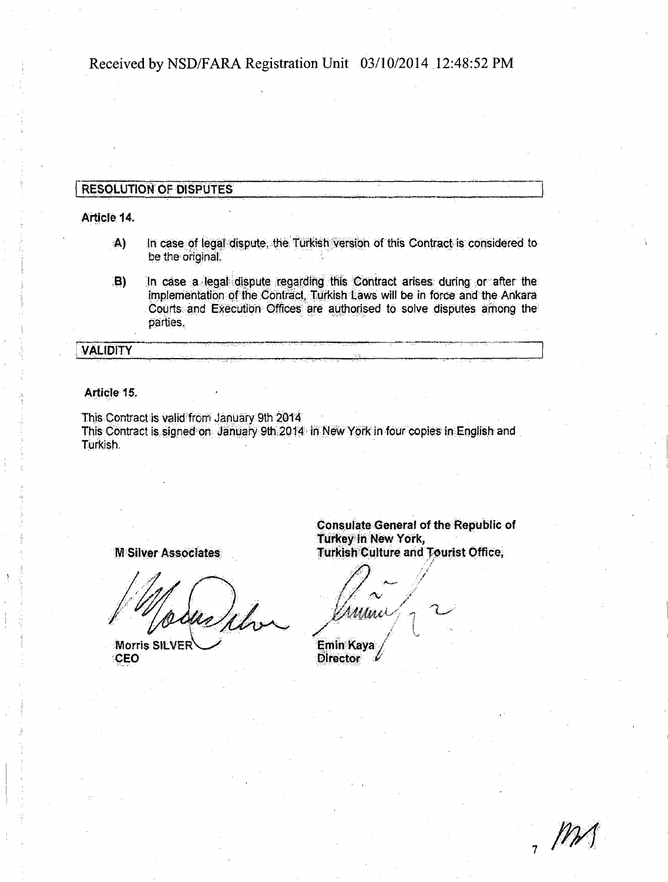Received by NSD/FARA Registration Unit 03/10/2014 12:48:52 PM

## RESOLUTION OF DISPUTES

**Article 14.**

**A)** In case of legal dispute, the Turkish version of this Contract is considered to be the original.

**B)** In case a legal dispute regarding this Contract arises during or after the implementation of the Contract, Turkish Laws will be in force and the Ankara Courts and Execution Offices are authorised to solve disputes among the parties.

## VALIDITY

**Article 15.**

This Contract is valid from January 9th 2014
This Contract is signed on January 9th 2014 in New York in four copies in English and Turkish.

| | |
|---|---|
| **M Silver Associates** | **Consulate General of the Republic of Turkey in New York, Turkish Culture and Tourist Office,** |
| Morris SILVER<br>CEO | Emin Kaya<br>Director |